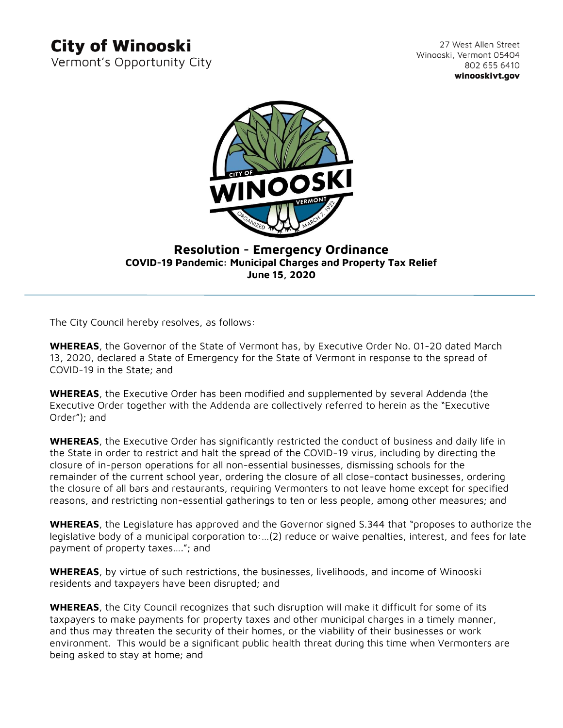# City of Winooski
Vermont's Opportunity City

27 West Allen Street
Winooski, Vermont 05404
802 655 6410
**winooskivt.gov**

## Resolution - Emergency Ordinance
### COVID-19 Pandemic: Municipal Charges and Property Tax Relief
### June 15, 2020

The City Council hereby resolves, as follows:

**WHEREAS**, the Governor of the State of Vermont has, by Executive Order No. 01-20 dated March 13, 2020, declared a State of Emergency for the State of Vermont in response to the spread of COVID-19 in the State; and

**WHEREAS**, the Executive Order has been modified and supplemented by several Addenda (the Executive Order together with the Addenda are collectively referred to herein as the "Executive Order"); and

**WHEREAS**, the Executive Order has significantly restricted the conduct of business and daily life in the State in order to restrict and halt the spread of the COVID-19 virus, including by directing the closure of in-person operations for all non-essential businesses, dismissing schools for the remainder of the current school year, ordering the closure of all close-contact businesses, ordering the closure of all bars and restaurants, requiring Vermonters to not leave home except for specified reasons, and restricting non-essential gatherings to ten or less people, among other measures; and

**WHEREAS**, the Legislature has approved and the Governor signed S.344 that "proposes to authorize the legislative body of a municipal corporation to:…(2) reduce or waive penalties, interest, and fees for late payment of property taxes….”; and

**WHEREAS**, by virtue of such restrictions, the businesses, livelihoods, and income of Winooski residents and taxpayers have been disrupted; and

**WHEREAS**, the City Council recognizes that such disruption will make it difficult for some of its taxpayers to make payments for property taxes and other municipal charges in a timely manner, and thus may threaten the security of their homes, or the viability of their businesses or work environment. This would be a significant public health threat during this time when Vermonters are being asked to stay at home; and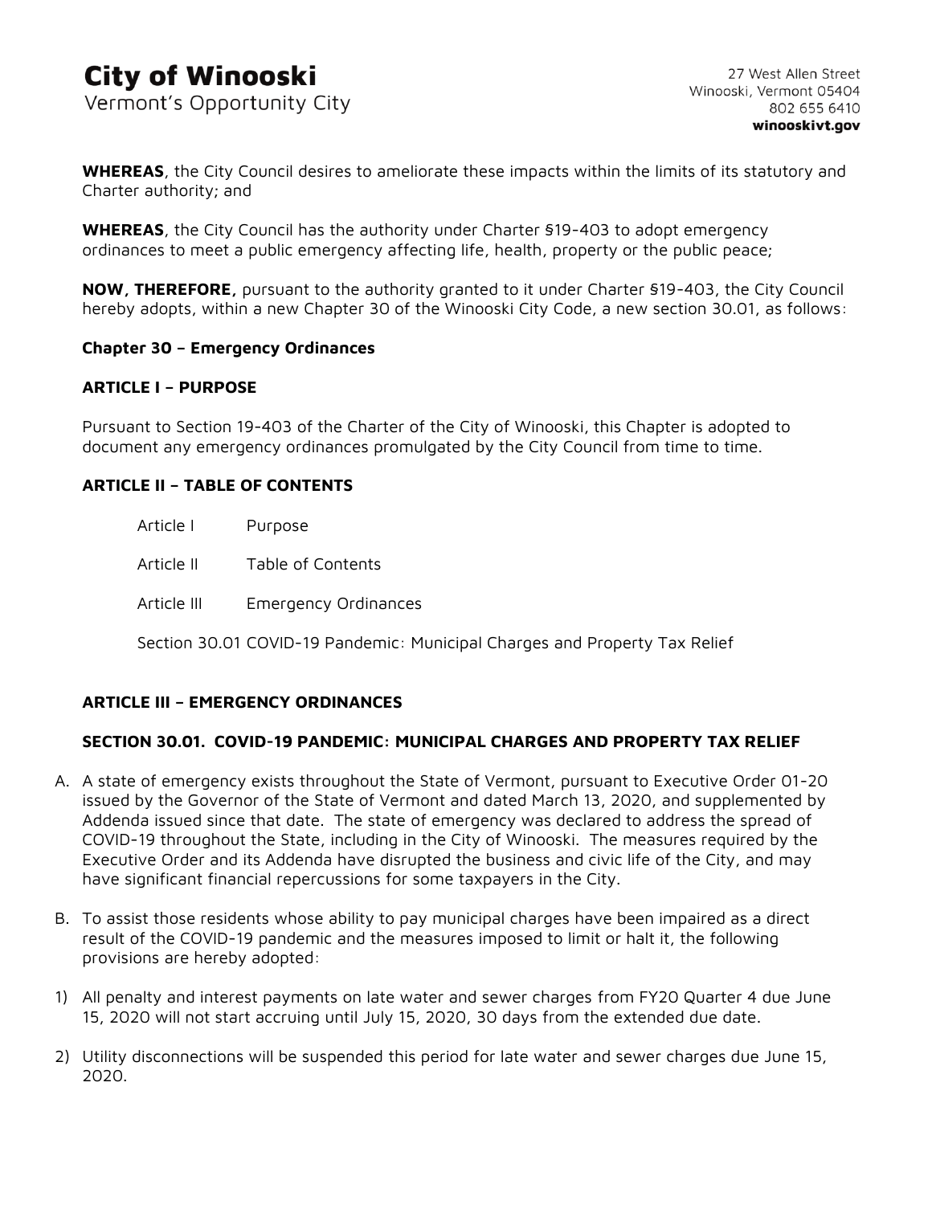**WHEREAS**, the City Council desires to ameliorate these impacts within the limits of its statutory and Charter authority; and

**WHEREAS**, the City Council has the authority under Charter §19-403 to adopt emergency ordinances to meet a public emergency affecting life, health, property or the public peace;

**NOW, THEREFORE,** pursuant to the authority granted to it under Charter §19-403, the City Council hereby adopts, within a new Chapter 30 of the Winooski City Code, a new section 30.01, as follows:

**Chapter 30 – Emergency Ordinances**

**ARTICLE I – PURPOSE**

Pursuant to Section 19-403 of the Charter of the City of Winooski, this Chapter is adopted to document any emergency ordinances promulgated by the City Council from time to time.

**ARTICLE II – TABLE OF CONTENTS**

Article I Purpose

Article II Table of Contents

Article III Emergency Ordinances

Section 30.01 COVID-19 Pandemic: Municipal Charges and Property Tax Relief

**ARTICLE III – EMERGENCY ORDINANCES**

**SECTION 30.01. COVID-19 PANDEMIC: MUNICIPAL CHARGES AND PROPERTY TAX RELIEF**

A. A state of emergency exists throughout the State of Vermont, pursuant to Executive Order 01-20 issued by the Governor of the State of Vermont and dated March 13, 2020, and supplemented by Addenda issued since that date. The state of emergency was declared to address the spread of COVID-19 throughout the State, including in the City of Winooski. The measures required by the Executive Order and its Addenda have disrupted the business and civic life of the City, and may have significant financial repercussions for some taxpayers in the City.

B. To assist those residents whose ability to pay municipal charges have been impaired as a direct result of the COVID-19 pandemic and the measures imposed to limit or halt it, the following provisions are hereby adopted:

1) All penalty and interest payments on late water and sewer charges from FY20 Quarter 4 due June 15, 2020 will not start accruing until July 15, 2020, 30 days from the extended due date.

2) Utility disconnections will be suspended this period for late water and sewer charges due June 15, 2020.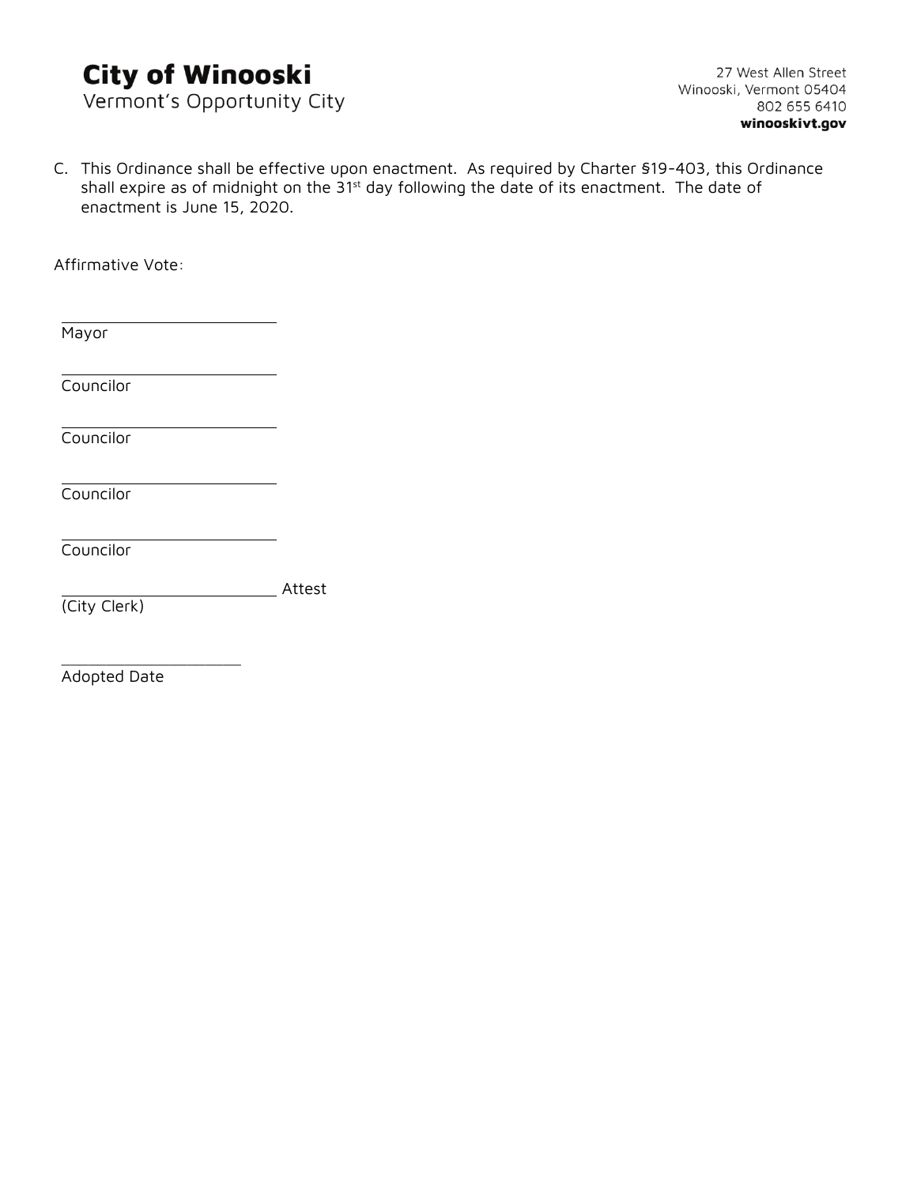C. This Ordinance shall be effective upon enactment. As required by Charter §19-403, this Ordinance shall expire as of midnight on the 31st day following the date of its enactment. The date of enactment is June 15, 2020.

Affirmative Vote:

______________________
Mayor

______________________
Councilor

______________________
Councilor

______________________
Councilor

______________________
Councilor

______________________ Attest
(City Clerk)

______________________
Adopted Date